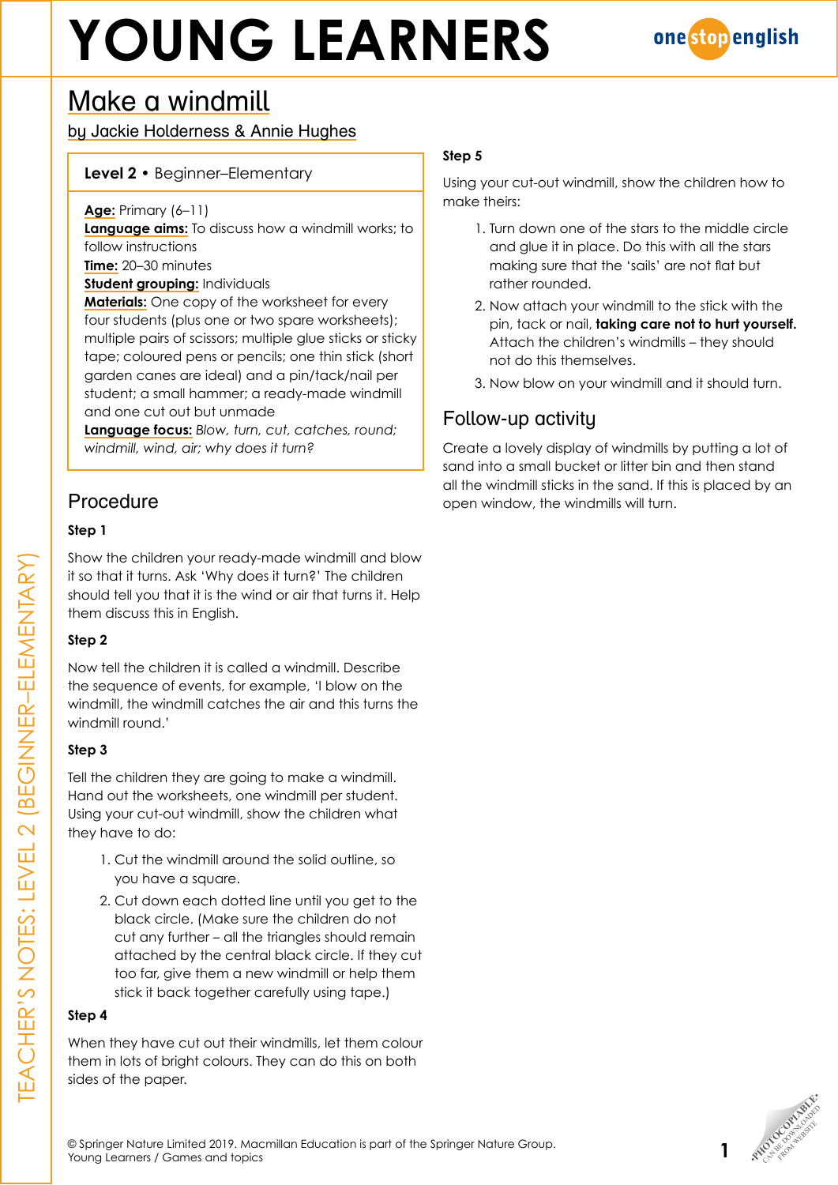# YOUNG LEARNERS

## Make a windmill

by Jackie Holderness & Annie Hughes

**Level 2** • Beginner–Elementary

**Age:** Primary (6–11)
**Language aims:** To discuss how a windmill works; to follow instructions
**Time:** 20–30 minutes
**Student grouping:** Individuals
**Materials:** One copy of the worksheet for every four students (plus one or two spare worksheets); multiple pairs of scissors; multiple glue sticks or sticky tape; coloured pens or pencils; one thin stick (short garden canes are ideal) and a pin/tack/nail per student; a small hammer; a ready-made windmill and one cut out but unmade
**Language focus:** *Blow, turn, cut, catches, round; windmill, wind, air; why does it turn?*

## Procedure

### Step 1

Show the children your ready-made windmill and blow it so that it turns. Ask 'Why does it turn?' The children should tell you that it is the wind or air that turns it. Help them discuss this in English.

### Step 2

Now tell the children it is called a windmill. Describe the sequence of events, for example, 'I blow on the windmill, the windmill catches the air and this turns the windmill round.'

### Step 3

Tell the children they are going to make a windmill. Hand out the worksheets, one windmill per student. Using your cut-out windmill, show the children what they have to do:

1. Cut the windmill around the solid outline, so you have a square.
2. Cut down each dotted line until you get to the black circle. (Make sure the children do not cut any further – all the triangles should remain attached by the central black circle. If they cut too far, give them a new windmill or help them stick it back together carefully using tape.)

### Step 4

When they have cut out their windmills, let them colour them in lots of bright colours. They can do this on both sides of the paper.

### Step 5

Using your cut-out windmill, show the children how to make theirs:

1. Turn down one of the stars to the middle circle and glue it in place. Do this with all the stars making sure that the 'sails' are not flat but rather rounded.
2. Now attach your windmill to the stick with the pin, tack or nail, **taking care not to hurt yourself.** Attach the children's windmills – they should not do this themselves.
3. Now blow on your windmill and it should turn.

## Follow-up activity

Create a lovely display of windmills by putting a lot of sand into a small bucket or litter bin and then stand all the windmill sticks in the sand. If this is placed by an open window, the windmills will turn.

© Springer Nature Limited 2019. Macmillan Education is part of the Springer Nature Group.
Young Learners / Games and topics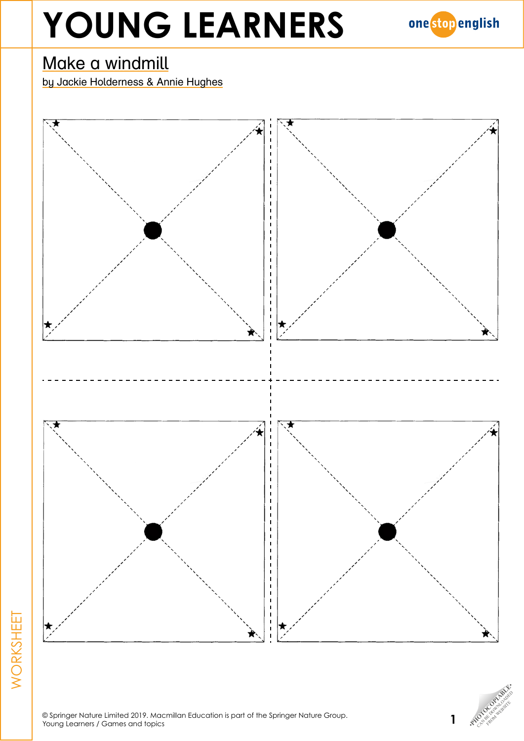# YOUNG LEARNERS

## Make a windmill

by Jackie Holderness & Annie Hughes

© Springer Nature Limited 2019. Macmillan Education is part of the Springer Nature Group.
Young Learners / Games and topics